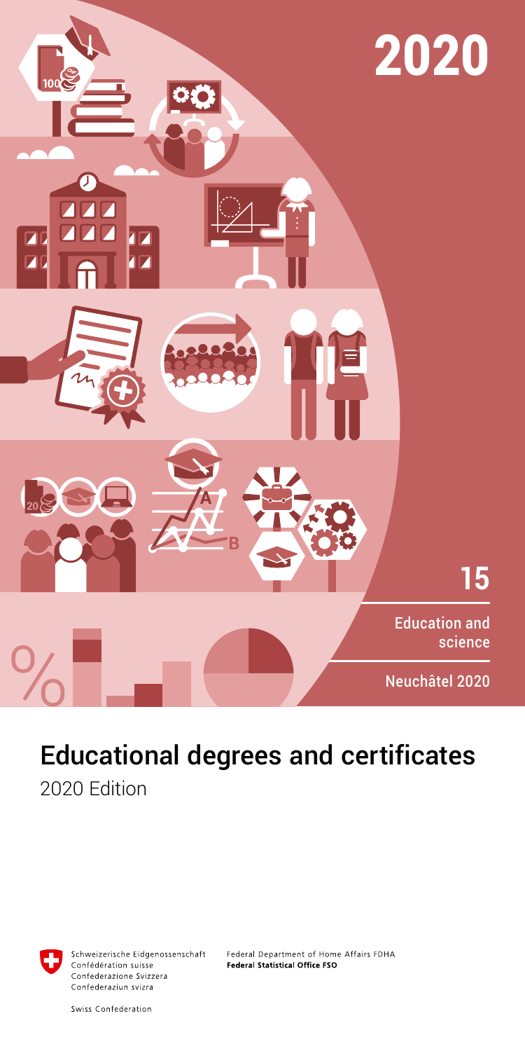2020

15

Education and science

Neuchâtel 2020

# Educational degrees and certificates

2020 Edition

Schweizerische Eidgenossenschaft
Confédération suisse
Confederazione Svizzera
Confederaziun svizra

Swiss Confederation

Federal Department of Home Affairs FDHA
**Federal Statistical Office FSO**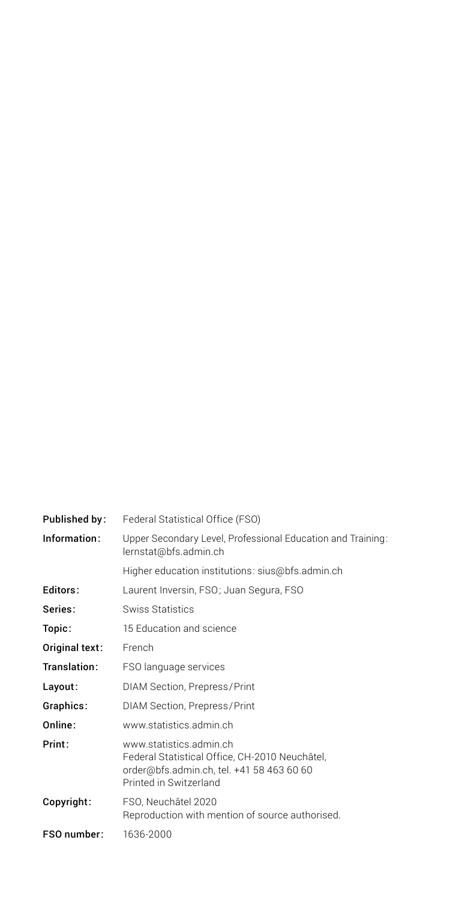| | |
|---|---|
| **Published by:** | Federal Statistical Office (FSO) |
| **Information:** | Upper Secondary Level, Professional Education and Training: lernstat@bfs.admin.ch |
| | Higher education institutions: sius@bfs.admin.ch |
| **Editors:** | Laurent Inversin, FSO; Juan Segura, FSO |
| **Series:** | Swiss Statistics |
| **Topic:** | 15 Education and science |
| **Original text:** | French |
| **Translation:** | FSO language services |
| **Layout:** | DIAM Section, Prepress/Print |
| **Graphics:** | DIAM Section, Prepress/Print |
| **Online:** | www.statistics.admin.ch |
| **Print:** | www.statistics.admin.ch<br>Federal Statistical Office, CH-2010 Neuchâtel,<br>order@bfs.admin.ch, tel. +41 58 463 60 60<br>Printed in Switzerland |
| **Copyright:** | FSO, Neuchâtel 2020<br>Reproduction with mention of source authorised. |
| **FSO number:** | 1636-2000 |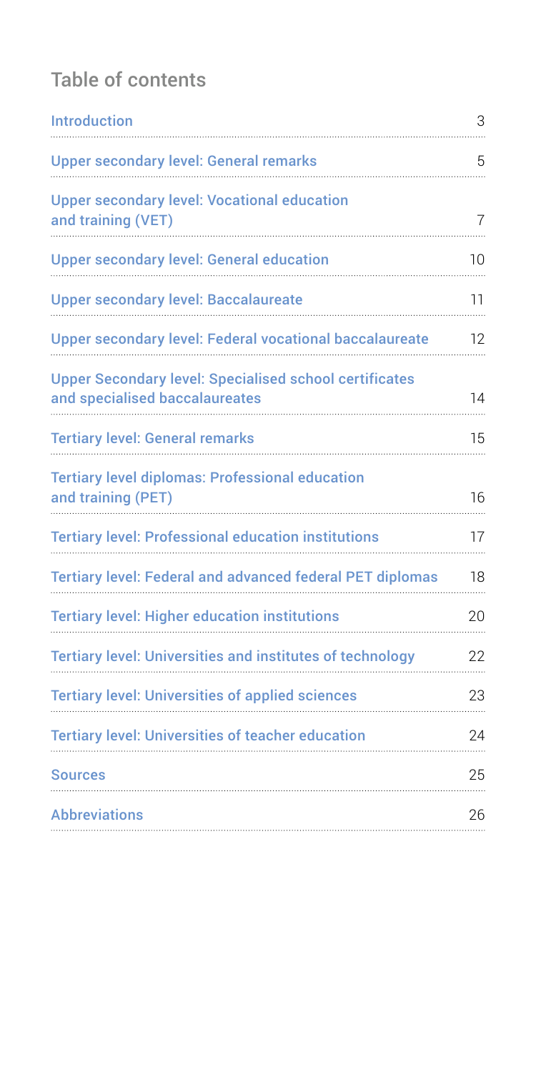## Table of contents

| | |
|---|---|
| Introduction | 3 |
| Upper secondary level: General remarks | 5 |
| Upper secondary level: Vocational education and training (VET) | 7 |
| Upper secondary level: General education | 10 |
| Upper secondary level: Baccalaureate | 11 |
| Upper secondary level: Federal vocational baccalaureate | 12 |
| Upper Secondary level: Specialised school certificates and specialised baccalaureates | 14 |
| Tertiary level: General remarks | 15 |
| Tertiary level diplomas: Professional education and training (PET) | 16 |
| Tertiary level: Professional education institutions | 17 |
| Tertiary level: Federal and advanced federal PET diplomas | 18 |
| Tertiary level: Higher education institutions | 20 |
| Tertiary level: Universities and institutes of technology | 22 |
| Tertiary level: Universities of applied sciences | 23 |
| Tertiary level: Universities of teacher education | 24 |
| Sources | 25 |
| Abbreviations | 26 |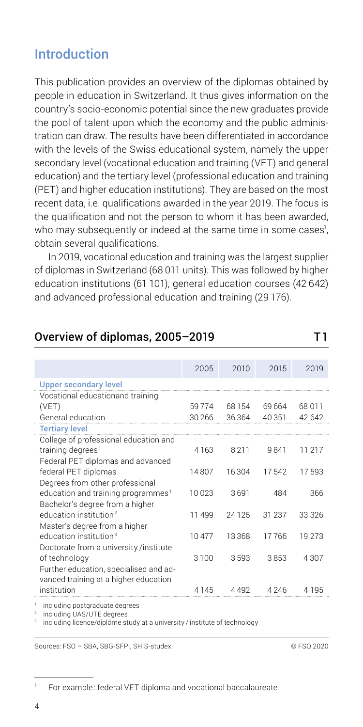## Introduction

This publication provides an overview of the diplomas obtained by people in education in Switzerland. It thus gives information on the country's socio-economic potential since the new graduates provide the pool of talent upon which the economy and the public administration can draw. The results have been differentiated in accordance with the levels of the Swiss educational system, namely the upper secondary level (vocational education and training (VET) and general education) and the tertiary level (professional education and training (PET) and higher education institutions). They are based on the most recent data, i.e. qualifications awarded in the year 2019. The focus is the qualification and not the person to whom it has been awarded, who may subsequently or indeed at the same time in some cases[1], obtain several qualifications.

In 2019, vocational education and training was the largest supplier of diplomas in Switzerland (68 011 units). This was followed by higher education institutions (61 101), general education courses (42 642) and advanced professional education and training (29 176).

### Overview of diplomas, 2005–2019 T1

| | 2005 | 2010 | 2015 | 2019 |
|---|---|---|---|---|
| **Upper secondary level** | | | | |
| Vocational educationand training (VET) | 59 774 | 68 154 | 69 664 | 68 011 |
| General education | 30 266 | 36 364 | 40 351 | 42 642 |
| **Tertiary level** | | | | |
| College of professional education and training degrees[1] | 4 163 | 8 211 | 9 841 | 11 217 |
| Federal PET diplomas and advanced federal PET diplomas | 14 807 | 16 304 | 17 542 | 17 593 |
| Degrees from other professional education and training programmes[1] | 10 023 | 3 691 | 484 | 366 |
| Bachelor's degree from a higher education institution[2] | 11 499 | 24 125 | 31 237 | 33 326 |
| Master's degree from a higher education institution[3] | 10 477 | 13 368 | 17 766 | 19 273 |
| Doctorate from a university /institute of technology | 3 100 | 3 593 | 3 853 | 4 307 |
| Further education, specialised and advanced training at a higher education institution | 4 145 | 4 492 | 4 246 | 4 195 |

[1] including postgraduate degrees
[2] including UAS/UTE degrees
[3] including licence/diplôme study at a university / institute of technology

Sources: FSO – SBA, SBG-SFPI, SHIS-studex © FSO 2020

[1] For example: federal VET diploma and vocational baccalaureate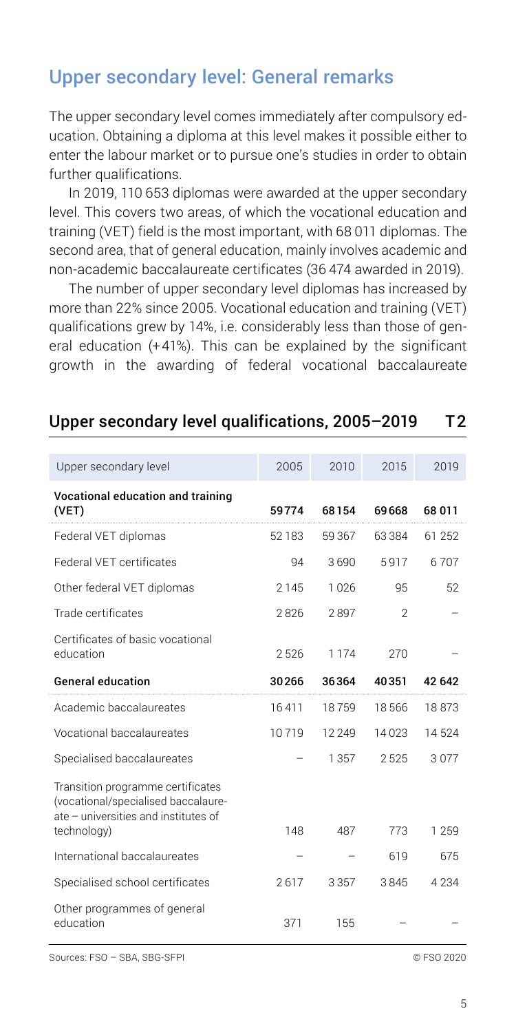## Upper secondary level: General remarks

The upper secondary level comes immediately after compulsory education. Obtaining a diploma at this level makes it possible either to enter the labour market or to pursue one's studies in order to obtain further qualifications.

In 2019, 110 653 diplomas were awarded at the upper secondary level. This covers two areas, of which the vocational education and training (VET) field is the most important, with 68 011 diplomas. The second area, that of general education, mainly involves academic and non-academic baccalaureate certificates (36 474 awarded in 2019).

The number of upper secondary level diplomas has increased by more than 22% since 2005. Vocational education and training (VET) qualifications grew by 14%, i.e. considerably less than those of general education (+41%). This can be explained by the significant growth in the awarding of federal vocational baccalaureate

### Upper secondary level qualifications, 2005–2019 T2

| Upper secondary level | 2005 | 2010 | 2015 | 2019 |
|---|---|---|---|---|
| **Vocational education and training (VET)** | **59774** | **68154** | **69668** | **68 011** |
| Federal VET diplomas | 52 183 | 59 367 | 63 384 | 61 252 |
| Federal VET certificates | 94 | 3 690 | 5 917 | 6 707 |
| Other federal VET diplomas | 2 145 | 1 026 | 95 | 52 |
| Trade certificates | 2 826 | 2 897 | 2 | – |
| Certificates of basic vocational education | 2 526 | 1 174 | 270 | – |
| **General education** | **30266** | **36364** | **40351** | **42 642** |
| Academic baccalaureates | 16 411 | 18 759 | 18 566 | 18 873 |
| Vocational baccalaureates | 10 719 | 12 249 | 14 023 | 14 524 |
| Specialised baccalaureates | – | 1 357 | 2 525 | 3 077 |
| Transition programme certificates (vocational/specialised baccalaureate – universities and institutes of technology) | 148 | 487 | 773 | 1 259 |
| International baccalaureates | – | – | 619 | 675 |
| Specialised school certificates | 2 617 | 3 357 | 3 845 | 4 234 |
| Other programmes of general education | 371 | 155 | – | – |

Sources: FSO – SBA, SBG-SFPI © FSO 2020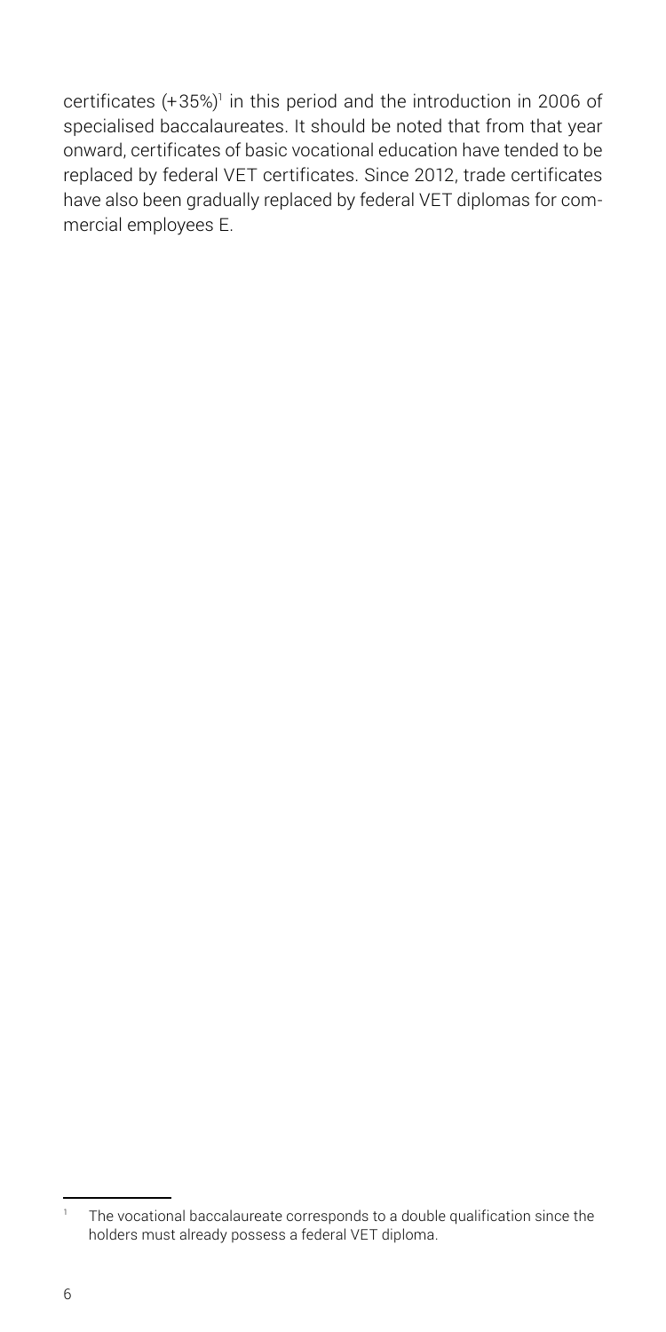certificates (+35%)[1] in this period and the introduction in 2006 of specialised baccalaureates. It should be noted that from that year onward, certificates of basic vocational education have tended to be replaced by federal VET certificates. Since 2012, trade certificates have also been gradually replaced by federal VET diplomas for commercial employees E.

---

[1] The vocational baccalaureate corresponds to a double qualification since the holders must already possess a federal VET diploma.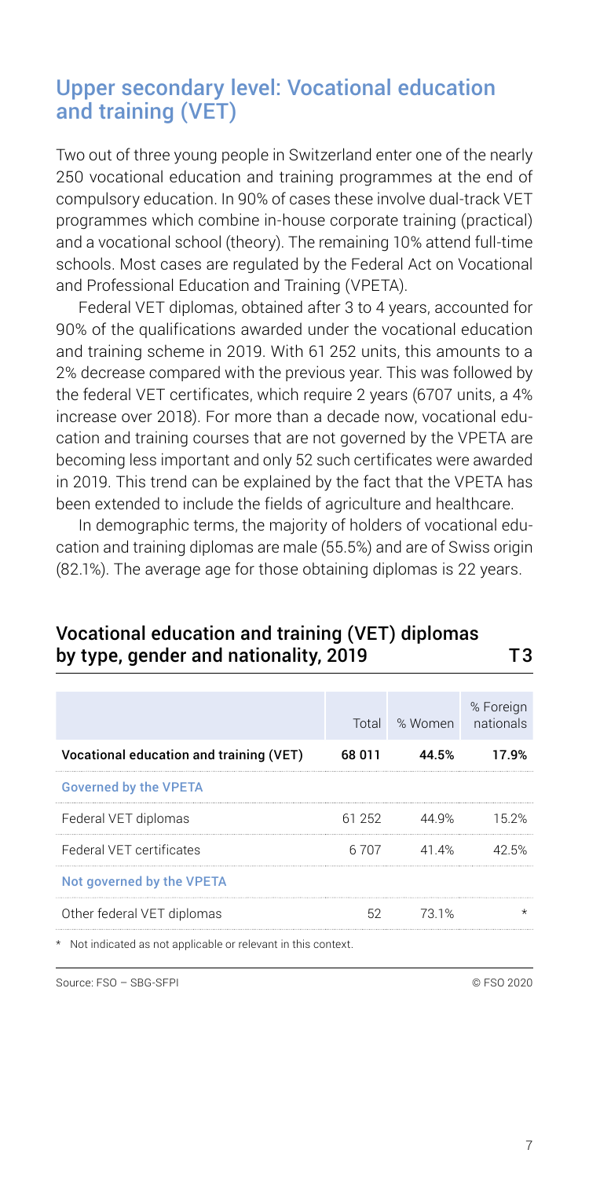## Upper secondary level: Vocational education and training (VET)

Two out of three young people in Switzerland enter one of the nearly 250 vocational education and training programmes at the end of compulsory education. In 90% of cases these involve dual-track VET programmes which combine in-house corporate training (practical) and a vocational school (theory). The remaining 10% attend full-time schools. Most cases are regulated by the Federal Act on Vocational and Professional Education and Training (VPETA).

Federal VET diplomas, obtained after 3 to 4 years, accounted for 90% of the qualifications awarded under the vocational education and training scheme in 2019. With 61 252 units, this amounts to a 2% decrease compared with the previous year. This was followed by the federal VET certificates, which require 2 years (6707 units, a 4% increase over 2018). For more than a decade now, vocational education and training courses that are not governed by the VPETA are becoming less important and only 52 such certificates were awarded in 2019. This trend can be explained by the fact that the VPETA has been extended to include the fields of agriculture and healthcare.

In demographic terms, the majority of holders of vocational education and training diplomas are male (55.5%) and are of Swiss origin (82.1%). The average age for those obtaining diplomas is 22 years.

### Vocational education and training (VET) diplomas by type, gender and nationality, 2019 — T3

| | Total | % Women | % Foreign nationals |
|---|---|---|---|
| **Vocational education and training (VET)** | **68 011** | **44.5%** | **17.9%** |
| Governed by the VPETA | | | |
| Federal VET diplomas | 61 252 | 44.9% | 15.2% |
| Federal VET certificates | 6 707 | 41.4% | 42.5% |
| Not governed by the VPETA | | | |
| Other federal VET diplomas | 52 | 73.1% | * |

\* Not indicated as not applicable or relevant in this context.

Source: FSO – SBG-SFPI

© FSO 2020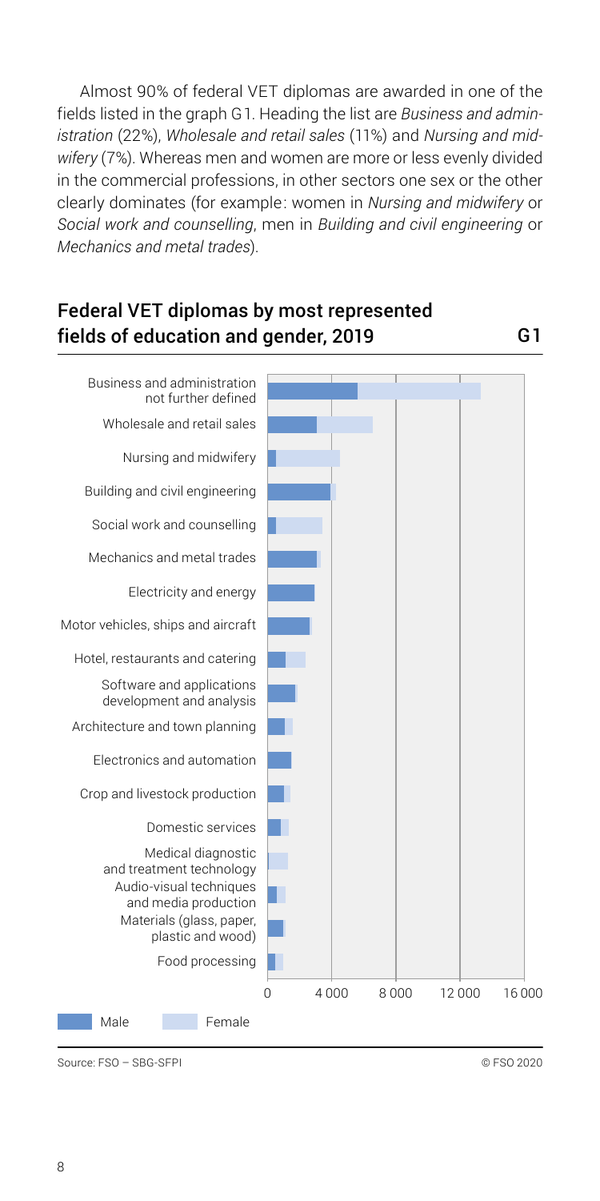Almost 90% of federal VET diplomas are awarded in one of the fields listed in the graph G1. Heading the list are *Business and administration* (22%), *Wholesale and retail sales* (11%) and *Nursing and midwifery* (7%). Whereas men and women are more or less evenly divided in the commercial professions, in other sectors one sex or the other clearly dominates (for example: women in *Nursing and midwifery* or *Social work and counselling*, men in *Building and civil engineering* or *Mechanics and metal trades*).

## Federal VET diplomas by most represented fields of education and gender, 2019 — G1

Business and administration not further defined
Wholesale and retail sales
Nursing and midwifery
Building and civil engineering
Social work and counselling
Mechanics and metal trades
Electricity and energy
Motor vehicles, ships and aircraft
Hotel, restaurants and catering
Software and applications development and analysis
Architecture and town planning
Electronics and automation
Crop and livestock production
Domestic services
Medical diagnostic and treatment technology
Audio-visual techniques and media production
Materials (glass, paper, plastic and wood)
Food processing

0 | 4 000 | 8 000 | 12 000 | 16 000

Male | Female

Source: FSO – SBG-SFPI

© FSO 2020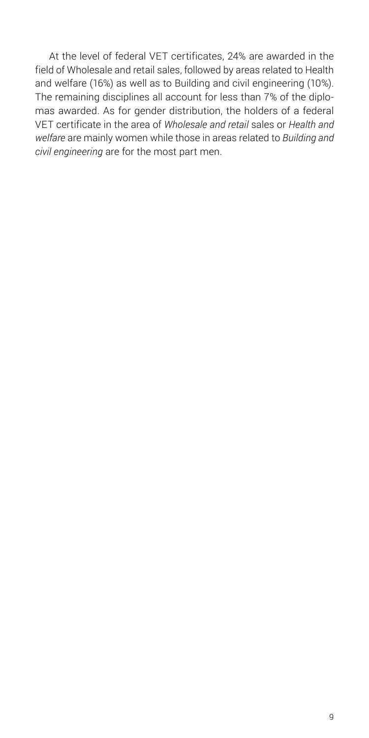At the level of federal VET certificates, 24% are awarded in the field of Wholesale and retail sales, followed by areas related to Health and welfare (16%) as well as to Building and civil engineering (10%). The remaining disciplines all account for less than 7% of the diplomas awarded. As for gender distribution, the holders of a federal VET certificate in the area of *Wholesale and retail* sales or *Health and welfare* are mainly women while those in areas related to *Building and civil engineering* are for the most part men.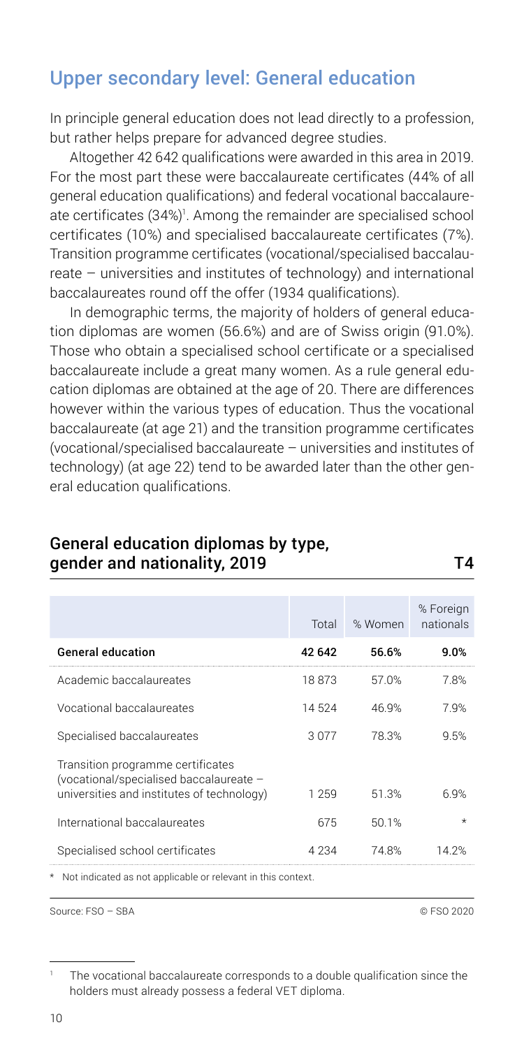## Upper secondary level: General education

In principle general education does not lead directly to a profession, but rather helps prepare for advanced degree studies.

Altogether 42 642 qualifications were awarded in this area in 2019. For the most part these were baccalaureate certificates (44% of all general education qualifications) and federal vocational baccalaureate certificates (34%)[1]. Among the remainder are specialised school certificates (10%) and specialised baccalaureate certificates (7%). Transition programme certificates (vocational/specialised baccalaureate – universities and institutes of technology) and international baccalaureates round off the offer (1934 qualifications).

In demographic terms, the majority of holders of general education diplomas are women (56.6%) and are of Swiss origin (91.0%). Those who obtain a specialised school certificate or a specialised baccalaureate include a great many women. As a rule general education diplomas are obtained at the age of 20. There are differences however within the various types of education. Thus the vocational baccalaureate (at age 21) and the transition programme certificates (vocational/specialised baccalaureate – universities and institutes of technology) (at age 22) tend to be awarded later than the other general education qualifications.

### General education diplomas by type, gender and nationality, 2019 — T4

| | Total | % Women | % Foreign nationals |
|---|---|---|---|
| **General education** | **42 642** | **56.6%** | **9.0%** |
| Academic baccalaureates | 18 873 | 57.0% | 7.8% |
| Vocational baccalaureates | 14 524 | 46.9% | 7.9% |
| Specialised baccalaureates | 3 077 | 78.3% | 9.5% |
| Transition programme certificates (vocational/specialised baccalaureate – universities and institutes of technology) | 1 259 | 51.3% | 6.9% |
| International baccalaureates | 675 | 50.1% | * |
| Specialised school certificates | 4 234 | 74.8% | 14.2% |

\* Not indicated as not applicable or relevant in this context.

Source: FSO – SBA © FSO 2020

[1] The vocational baccalaureate corresponds to a double qualification since the holders must already possess a federal VET diploma.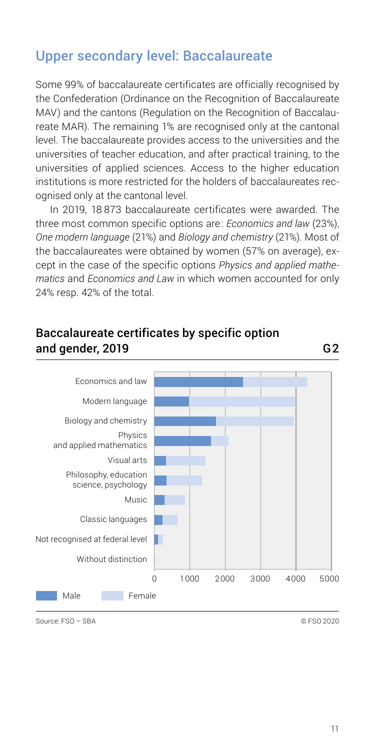## Upper secondary level: Baccalaureate

Some 99% of baccalaureate certificates are officially recognised by the Confederation (Ordinance on the Recognition of Baccalaureate MAV) and the cantons (Regulation on the Recognition of Baccalaureate MAR). The remaining 1% are recognised only at the cantonal level. The baccalaureate provides access to the universities and the universities of teacher education, and after practical training, to the universities of applied sciences. Access to the higher education institutions is more restricted for the holders of baccalaureates recognised only at the cantonal level.

In 2019, 18 873 baccalaureate certificates were awarded. The three most common specific options are: *Economics and law* (23%), *One modern language* (21%) and *Biology and chemistry* (21%). Most of the baccalaureates were obtained by women (57% on average), except in the case of the specific options *Physics and applied mathematics* and *Economics and Law* in which women accounted for only 24% resp. 42% of the total.

### Baccalaureate certificates by specific option and gender, 2019 — G2

Categories: Economics and law; Modern language; Biology and chemistry; Physics and applied mathematics; Visual arts; Philosophy, education science, psychology; Music; Classic languages; Not recognised at federal level; Without distinction

Axis: 0, 1000, 2000, 3000, 4000, 5000

Legend: Male, Female

Source: FSO – SBA

© FSO 2020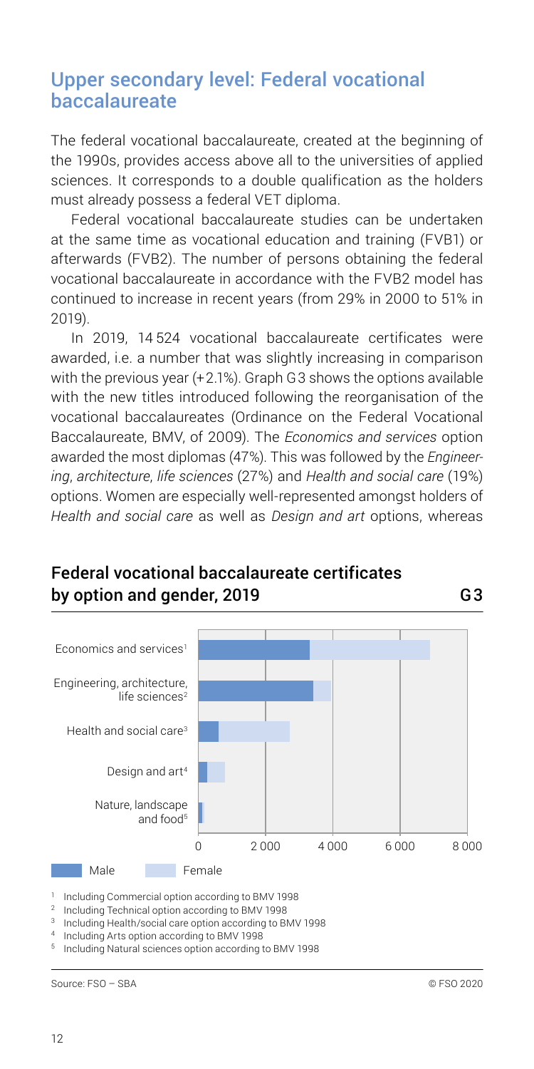## Upper secondary level: Federal vocational baccalaureate

The federal vocational baccalaureate, created at the beginning of the 1990s, provides access above all to the universities of applied sciences. It corresponds to a double qualification as the holders must already possess a federal VET diploma.

Federal vocational baccalaureate studies can be undertaken at the same time as vocational education and training (FVB1) or afterwards (FVB2). The number of persons obtaining the federal vocational baccalaureate in accordance with the FVB2 model has continued to increase in recent years (from 29% in 2000 to 51% in 2019).

In 2019, 14 524 vocational baccalaureate certificates were awarded, i.e. a number that was slightly increasing in comparison with the previous year (+2.1%). Graph G3 shows the options available with the new titles introduced following the reorganisation of the vocational baccalaureates (Ordinance on the Federal Vocational Baccalaureate, BMV, of 2009). The *Economics and services* option awarded the most diplomas (47%). This was followed by the *Engineering, architecture, life sciences* (27%) and *Health and social care* (19%) options. Women are especially well-represented amongst holders of *Health and social care* as well as *Design and art* options, whereas

### Federal vocational baccalaureate certificates by option and gender, 2019 — G3

Categories: Economics and services[1]; Engineering, architecture, life sciences[2]; Health and social care[3]; Design and art[4]; Nature, landscape and food[5]

Axis: 0, 2 000, 4 000, 6 000, 8 000

Legend: Male, Female

[1] Including Commercial option according to BMV 1998
[2] Including Technical option according to BMV 1998
[3] Including Health/social care option according to BMV 1998
[4] Including Arts option according to BMV 1998
[5] Including Natural sciences option according to BMV 1998

Source: FSO – SBA © FSO 2020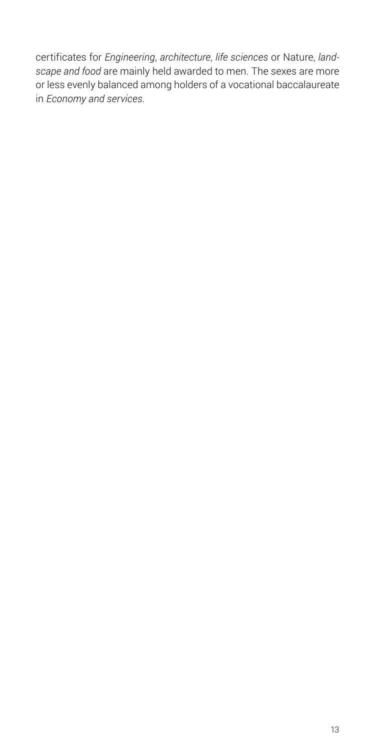certificates for *Engineering*, *architecture*, *life sciences* or Nature, *landscape and food* are mainly held awarded to men. The sexes are more or less evenly balanced among holders of a vocational baccalaureate in *Economy and services*.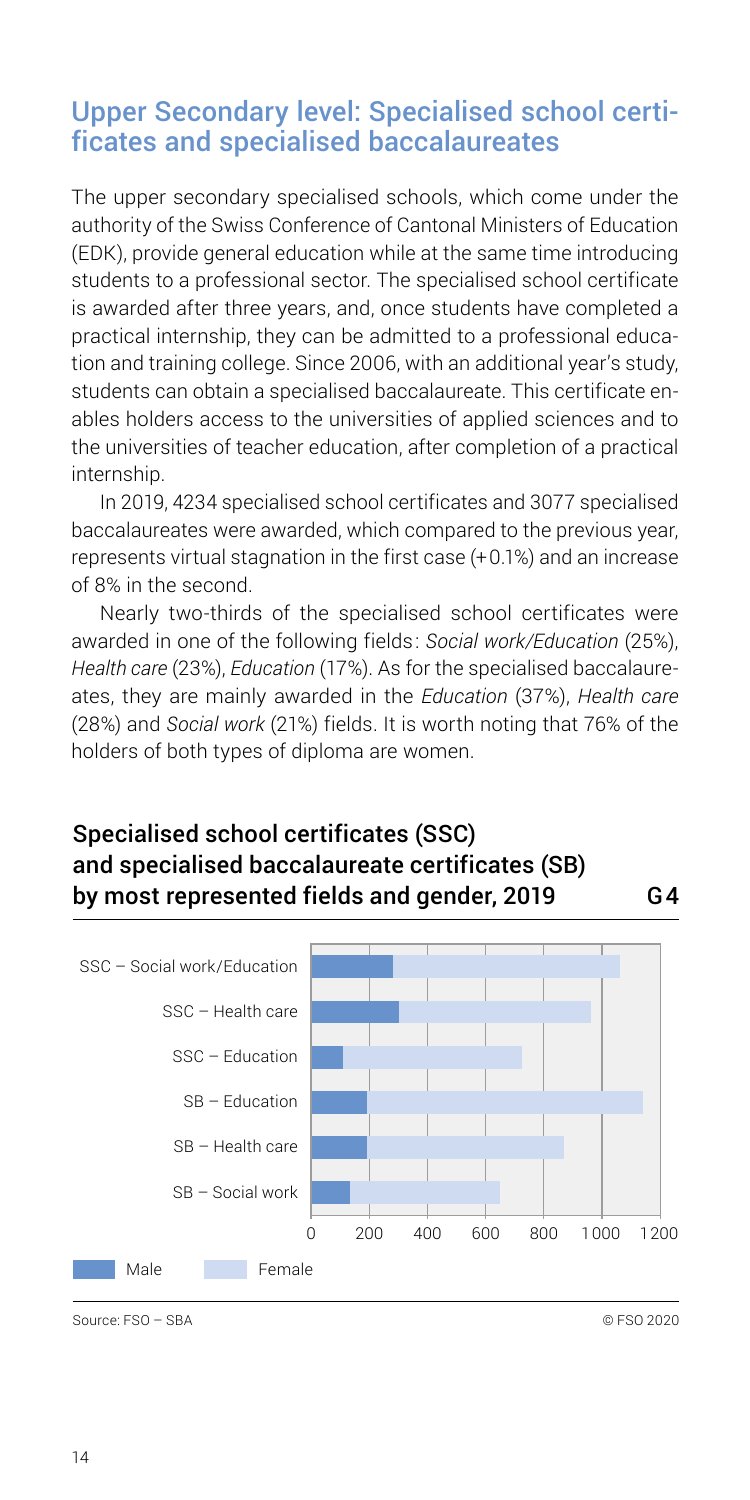## Upper Secondary level: Specialised school certificates and specialised baccalaureates

The upper secondary specialised schools, which come under the authority of the Swiss Conference of Cantonal Ministers of Education (EDK), provide general education while at the same time introducing students to a professional sector. The specialised school certificate is awarded after three years, and, once students have completed a practical internship, they can be admitted to a professional education and training college. Since 2006, with an additional year's study, students can obtain a specialised baccalaureate. This certificate enables holders access to the universities of applied sciences and to the universities of teacher education, after completion of a practical internship.

In 2019, 4234 specialised school certificates and 3077 specialised baccalaureates were awarded, which compared to the previous year, represents virtual stagnation in the first case (+0.1%) and an increase of 8% in the second.

Nearly two-thirds of the specialised school certificates were awarded in one of the following fields: *Social work/Education* (25%), *Health care* (23%), *Education* (17%). As for the specialised baccalaureates, they are mainly awarded in the *Education* (37%), *Health care* (28%) and *Social work* (21%) fields. It is worth noting that 76% of the holders of both types of diploma are women.

### Specialised school certificates (SSC) and specialised baccalaureate certificates (SB) by most represented fields and gender, 2019 — G4

SSC – Social work/Education
SSC – Health care
SSC – Education
SB – Education
SB – Health care
SB – Social work

0 200 400 600 800 1000 1200

Male Female

Source: FSO – SBA © FSO 2020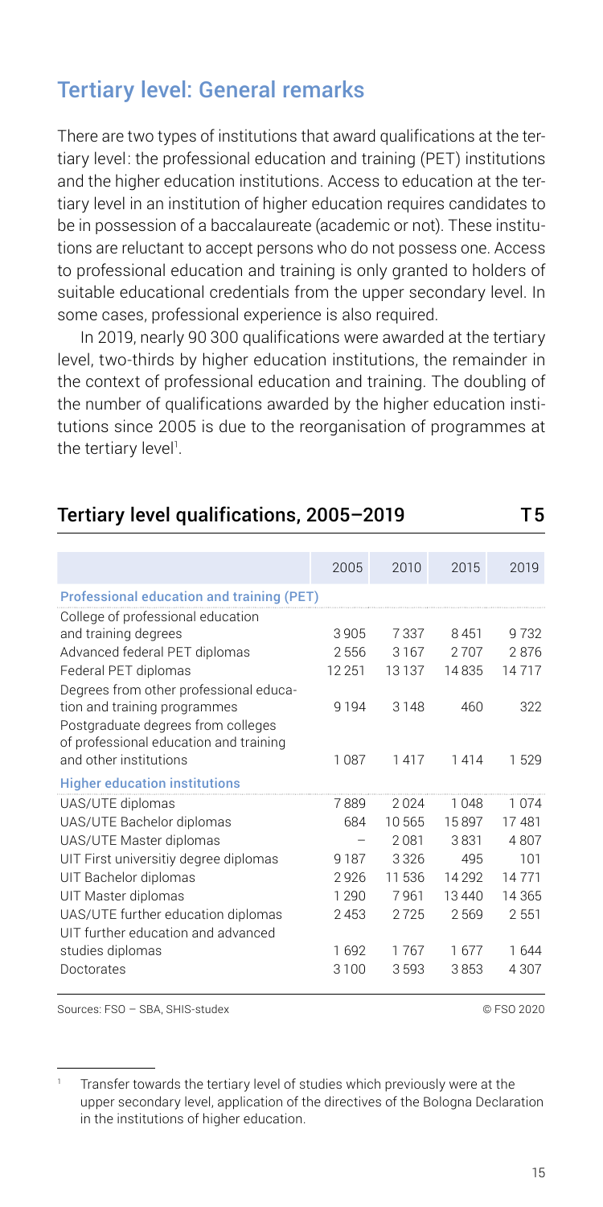## Tertiary level: General remarks

There are two types of institutions that award qualifications at the tertiary level: the professional education and training (PET) institutions and the higher education institutions. Access to education at the tertiary level in an institution of higher education requires candidates to be in possession of a baccalaureate (academic or not). These institutions are reluctant to accept persons who do not possess one. Access to professional education and training is only granted to holders of suitable educational credentials from the upper secondary level. In some cases, professional experience is also required.

In 2019, nearly 90 300 qualifications were awarded at the tertiary level, two-thirds by higher education institutions, the remainder in the context of professional education and training. The doubling of the number of qualifications awarded by the higher education institutions since 2005 is due to the reorganisation of programmes at the tertiary level[1].

### Tertiary level qualifications, 2005–2019 — T 5

| | 2005 | 2010 | 2015 | 2019 |
|---|---|---|---|---|
| **Professional education and training (PET)** | | | | |
| College of professional education and training degrees | 3 905 | 7 337 | 8 451 | 9 732 |
| Advanced federal PET diplomas | 2 556 | 3 167 | 2 707 | 2 876 |
| Federal PET diplomas | 12 251 | 13 137 | 14 835 | 14 717 |
| Degrees from other professional education and training programmes | 9 194 | 3 148 | 460 | 322 |
| Postgraduate degrees from colleges of professional education and training and other institutions | 1 087 | 1 417 | 1 414 | 1 529 |
| **Higher education institutions** | | | | |
| UAS/UTE diplomas | 7 889 | 2 024 | 1 048 | 1 074 |
| UAS/UTE Bachelor diplomas | 684 | 10 565 | 15 897 | 17 481 |
| UAS/UTE Master diplomas | – | 2 081 | 3 831 | 4 807 |
| UIT First universitiy degree diplomas | 9 187 | 3 326 | 495 | 101 |
| UIT Bachelor diplomas | 2 926 | 11 536 | 14 292 | 14 771 |
| UIT Master diplomas | 1 290 | 7 961 | 13 440 | 14 365 |
| UAS/UTE further education diplomas | 2 453 | 2 725 | 2 569 | 2 551 |
| UIT further education and advanced studies diplomas | 1 692 | 1 767 | 1 677 | 1 644 |
| Doctorates | 3 100 | 3 593 | 3 853 | 4 307 |

Sources: FSO – SBA, SHIS-studex © FSO 2020

[1] Transfer towards the tertiary level of studies which previously were at the upper secondary level, application of the directives of the Bologna Declaration in the institutions of higher education.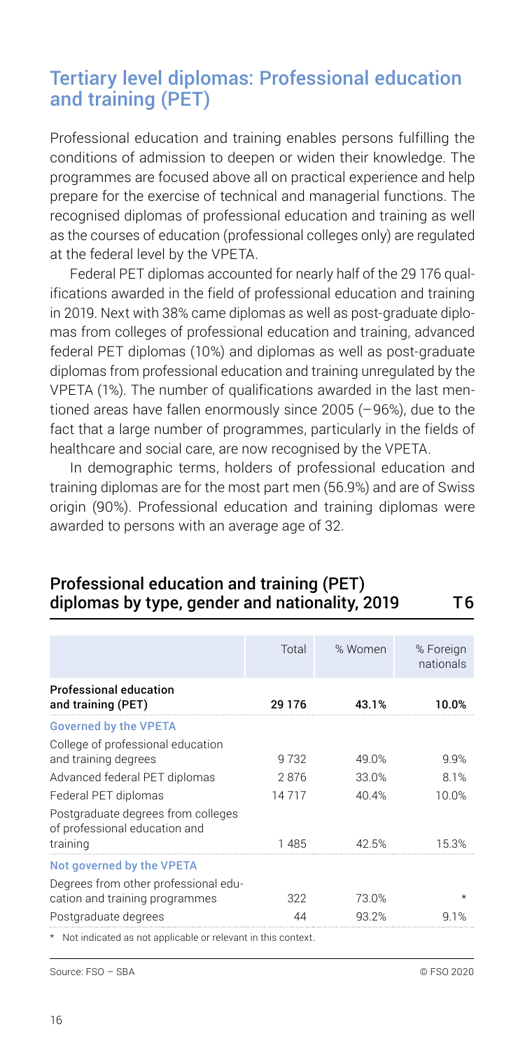## Tertiary level diplomas: Professional education and training (PET)

Professional education and training enables persons fulfilling the conditions of admission to deepen or widen their knowledge. The programmes are focused above all on practical experience and help prepare for the exercise of technical and managerial functions. The recognised diplomas of professional education and training as well as the courses of education (professional colleges only) are regulated at the federal level by the VPETA.

Federal PET diplomas accounted for nearly half of the 29 176 qualifications awarded in the field of professional education and training in 2019. Next with 38% came diplomas as well as post-graduate diplomas from colleges of professional education and training, advanced federal PET diplomas (10%) and diplomas as well as post-graduate diplomas from professional education and training unregulated by the VPETA (1%). The number of qualifications awarded in the last mentioned areas have fallen enormously since 2005 (–96%), due to the fact that a large number of programmes, particularly in the fields of healthcare and social care, are now recognised by the VPETA.

In demographic terms, holders of professional education and training diplomas are for the most part men (56.9%) and are of Swiss origin (90%). Professional education and training diplomas were awarded to persons with an average age of 32.

### Professional education and training (PET) diplomas by type, gender and nationality, 2019 — T6

| | Total | % Women | % Foreign nationals |
|---|---|---|---|
| **Professional education and training (PET)** | **29 176** | **43.1%** | **10.0%** |
| **Governed by the VPETA** | | | |
| College of professional education and training degrees | 9 732 | 49.0% | 9.9% |
| Advanced federal PET diplomas | 2 876 | 33.0% | 8.1% |
| Federal PET diplomas | 14 717 | 40.4% | 10.0% |
| Postgraduate degrees from colleges of professional education and training | 1 485 | 42.5% | 15.3% |
| **Not governed by the VPETA** | | | |
| Degrees from other professional education and training programmes | 322 | 73.0% | * |
| Postgraduate degrees | 44 | 93.2% | 9.1% |

\* Not indicated as not applicable or relevant in this context.

Source: FSO – SBA — © FSO 2020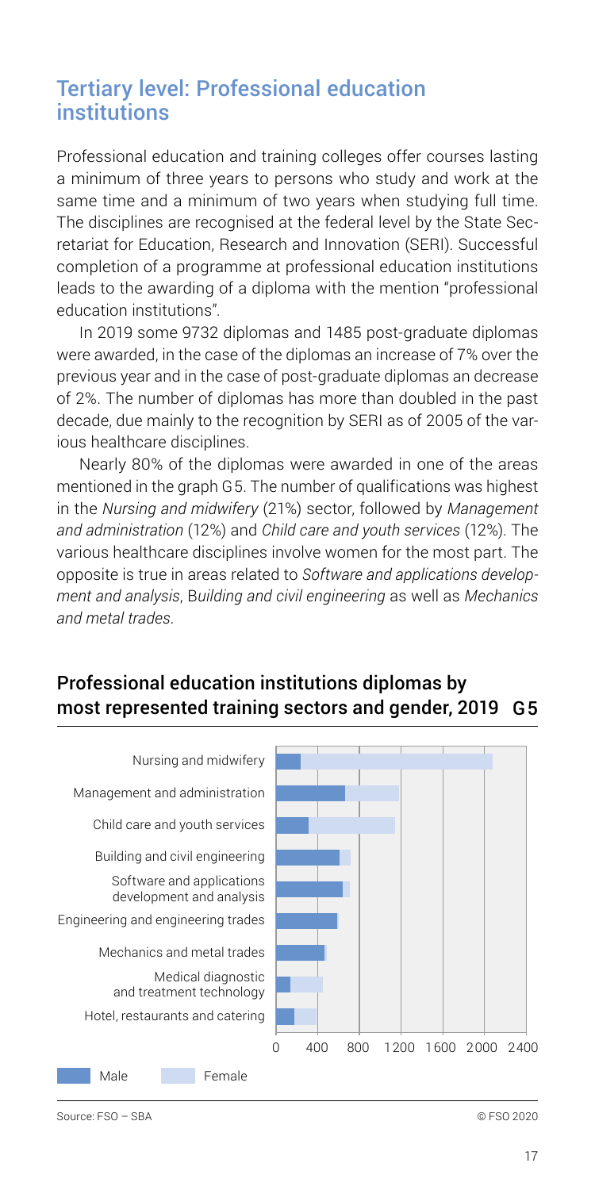## Tertiary level: Professional education institutions

Professional education and training colleges offer courses lasting a minimum of three years to persons who study and work at the same time and a minimum of two years when studying full time. The disciplines are recognised at the federal level by the State Secretariat for Education, Research and Innovation (SERI). Successful completion of a programme at professional education institutions leads to the awarding of a diploma with the mention "professional education institutions".

In 2019 some 9732 diplomas and 1485 post-graduate diplomas were awarded, in the case of the diplomas an increase of 7% over the previous year and in the case of post-graduate diplomas an decrease of 2%. The number of diplomas has more than doubled in the past decade, due mainly to the recognition by SERI as of 2005 of the various healthcare disciplines.

Nearly 80% of the diplomas were awarded in one of the areas mentioned in the graph G5. The number of qualifications was highest in the *Nursing and midwifery* (21%) sector, followed by *Management and administration* (12%) and *Child care and youth services* (12%). The various healthcare disciplines involve women for the most part. The opposite is true in areas related to *Software and applications development and analysis*, B*uilding and civil engineering* as well as *Mechanics and metal trades*.

### Professional education institutions diplomas by most represented training sectors and gender, 2019 G5

Nursing and midwifery
Management and administration
Child care and youth services
Building and civil engineering
Software and applications development and analysis
Engineering and engineering trades
Mechanics and metal trades
Medical diagnostic and treatment technology
Hotel, restaurants and catering

0 400 800 1200 1600 2000 2400

Male Female

Source: FSO – SBA © FSO 2020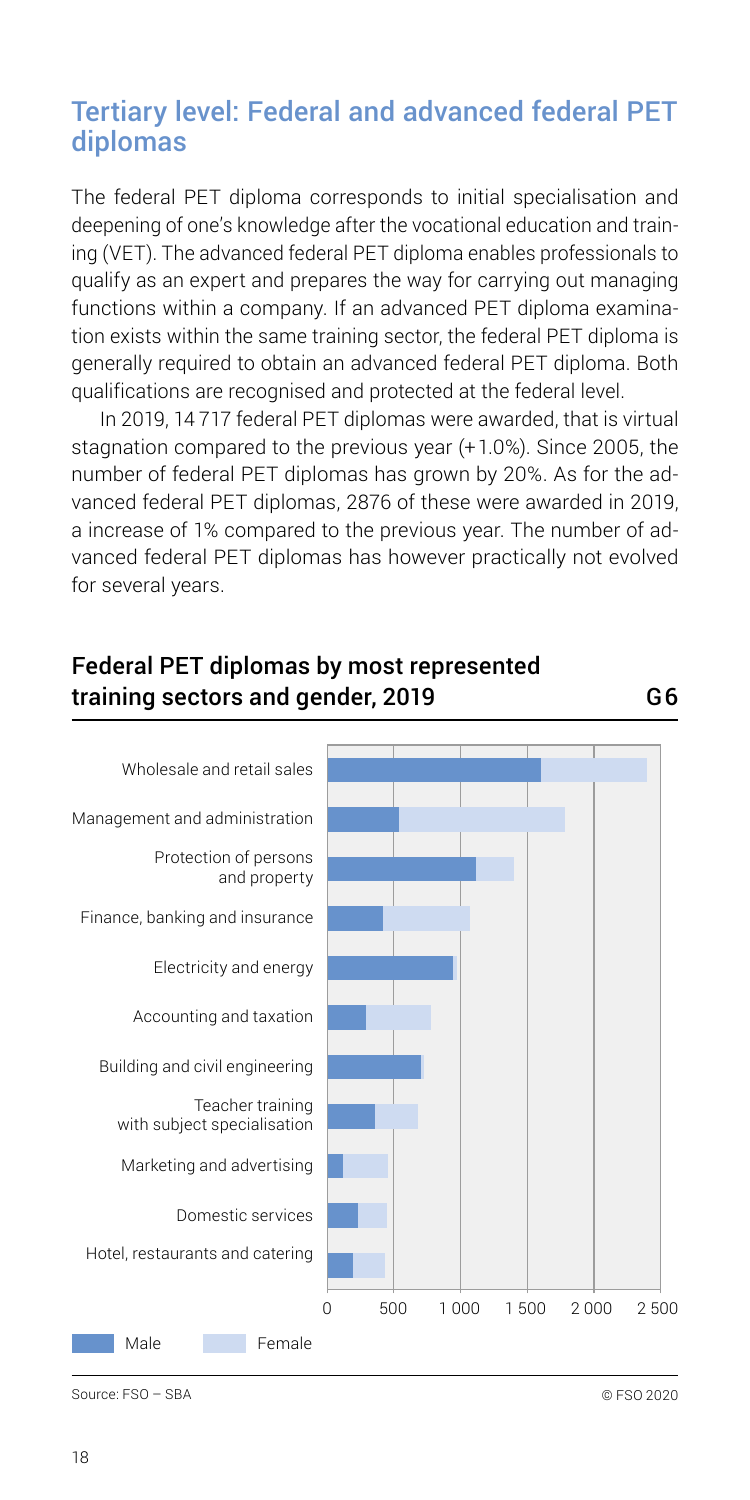## Tertiary level: Federal and advanced federal PET diplomas

The federal PET diploma corresponds to initial specialisation and deepening of one's knowledge after the vocational education and training (VET). The advanced federal PET diploma enables professionals to qualify as an expert and prepares the way for carrying out managing functions within a company. If an advanced PET diploma examination exists within the same training sector, the federal PET diploma is generally required to obtain an advanced federal PET diploma. Both qualifications are recognised and protected at the federal level.

In 2019, 14 717 federal PET diplomas were awarded, that is virtual stagnation compared to the previous year (+1.0%). Since 2005, the number of federal PET diplomas has grown by 20%. As for the advanced federal PET diplomas, 2876 of these were awarded in 2019, a increase of 1% compared to the previous year. The number of advanced federal PET diplomas has however practically not evolved for several years.

### Federal PET diplomas by most represented training sectors and gender, 2019 — G6

- Wholesale and retail sales
- Management and administration
- Protection of persons and property
- Finance, banking and insurance
- Electricity and energy
- Accounting and taxation
- Building and civil engineering
- Teacher training with subject specialisation
- Marketing and advertising
- Domestic services
- Hotel, restaurants and catering

Axis: 0, 500, 1 000, 1 500, 2 000, 2 500

Legend: Male, Female

Source: FSO – SBA

© FSO 2020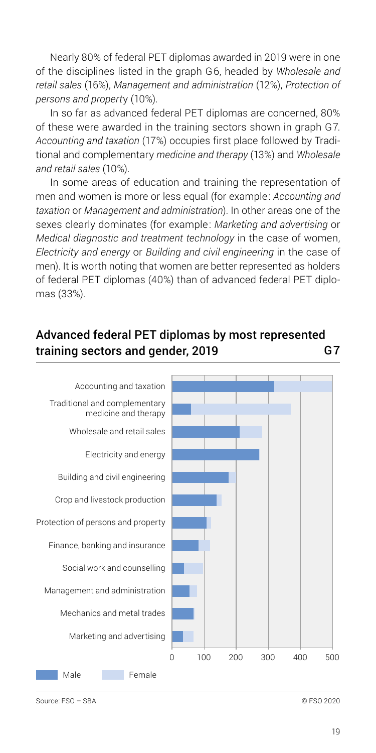Nearly 80% of federal PET diplomas awarded in 2019 were in one of the disciplines listed in the graph G6, headed by *Wholesale and retail sales* (16%), *Management and administration* (12%), *Protection of persons and property* (10%).

In so far as advanced federal PET diplomas are concerned, 80% of these were awarded in the training sectors shown in graph G7. *Accounting and taxation* (17%) occupies first place followed by Traditional and complementary *medicine and therapy* (13%) and *Wholesale and retail sales* (10%).

In some areas of education and training the representation of men and women is more or less equal (for example: *Accounting and taxation* or *Management and administration*). In other areas one of the sexes clearly dominates (for example: *Marketing and advertising* or *Medical diagnostic and treatment technology* in the case of women, *Electricity and energy* or *Building and civil engineering* in the case of men). It is worth noting that women are better represented as holders of federal PET diplomas (40%) than of advanced federal PET diplomas (33%).

## Advanced federal PET diplomas by most represented training sectors and gender, 2019 — G7

Accounting and taxation
Traditional and complementary medicine and therapy
Wholesale and retail sales
Electricity and energy
Building and civil engineering
Crop and livestock production
Protection of persons and property
Finance, banking and insurance
Social work and counselling
Management and administration
Mechanics and metal trades
Marketing and advertising

0 100 200 300 400 500

Male Female

Source: FSO – SBA © FSO 2020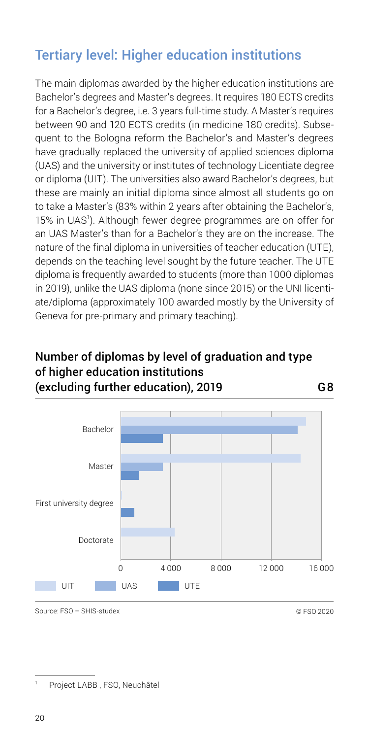## Tertiary level: Higher education institutions

The main diplomas awarded by the higher education institutions are Bachelor's degrees and Master's degrees. It requires 180 ECTS credits for a Bachelor's degree, i.e. 3 years full-time study. A Master's requires between 90 and 120 ECTS credits (in medicine 180 credits). Subsequent to the Bologna reform the Bachelor's and Master's degrees have gradually replaced the university of applied sciences diploma (UAS) and the university or institutes of technology Licentiate degree or diploma (UIT). The universities also award Bachelor's degrees, but these are mainly an initial diploma since almost all students go on to take a Master's (83% within 2 years after obtaining the Bachelor's, 15% in UAS[1]). Although fewer degree programmes are on offer for an UAS Master's than for a Bachelor's they are on the increase. The nature of the final diploma in universities of teacher education (UTE), depends on the teaching level sought by the future teacher. The UTE diploma is frequently awarded to students (more than 1000 diplomas in 2019), unlike the UAS diploma (none since 2015) or the UNI licentiate/diploma (approximately 100 awarded mostly by the University of Geneva for pre-primary and primary teaching).

### Number of diplomas by level of graduation and type of higher education institutions (excluding further education), 2019 — G8

Source: FSO – SHIS-studex

© FSO 2020

[1] Project LABB , FSO, Neuchâtel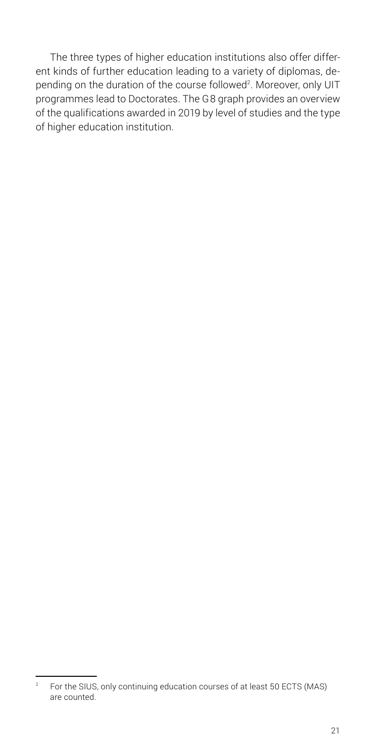The three types of higher education institutions also offer different kinds of further education leading to a variety of diplomas, depending on the duration of the course followed[2]. Moreover, only UIT programmes lead to Doctorates. The G8 graph provides an overview of the qualifications awarded in 2019 by level of studies and the type of higher education institution.

---

[2] For the SIUS, only continuing education courses of at least 50 ECTS (MAS) are counted.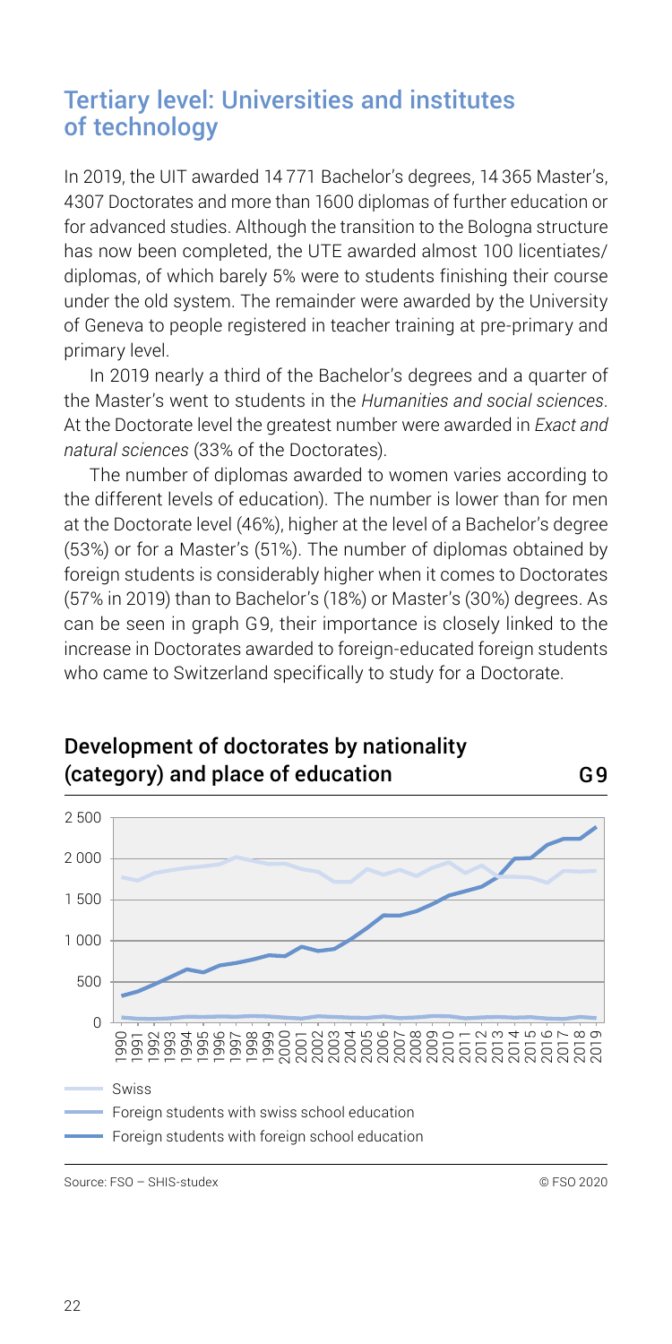## Tertiary level: Universities and institutes of technology

In 2019, the UIT awarded 14 771 Bachelor's degrees, 14 365 Master's, 4307 Doctorates and more than 1600 diplomas of further education or for advanced studies. Although the transition to the Bologna structure has now been completed, the UTE awarded almost 100 licentiates/ diplomas, of which barely 5% were to students finishing their course under the old system. The remainder were awarded by the University of Geneva to people registered in teacher training at pre-primary and primary level.

In 2019 nearly a third of the Bachelor's degrees and a quarter of the Master's went to students in the *Humanities and social sciences*. At the Doctorate level the greatest number were awarded in *Exact and natural sciences* (33% of the Doctorates).

The number of diplomas awarded to women varies according to the different levels of education). The number is lower than for men at the Doctorate level (46%), higher at the level of a Bachelor's degree (53%) or for a Master's (51%). The number of diplomas obtained by foreign students is considerably higher when it comes to Doctorates (57% in 2019) than to Bachelor's (18%) or Master's (30%) degrees. As can be seen in graph G9, their importance is closely linked to the increase in Doctorates awarded to foreign-educated foreign students who came to Switzerland specifically to study for a Doctorate.

### Development of doctorates by nationality (category) and place of education — G9

Legend:
- Swiss
- Foreign students with swiss school education
- Foreign students with foreign school education

Source: FSO – SHIS-studex © FSO 2020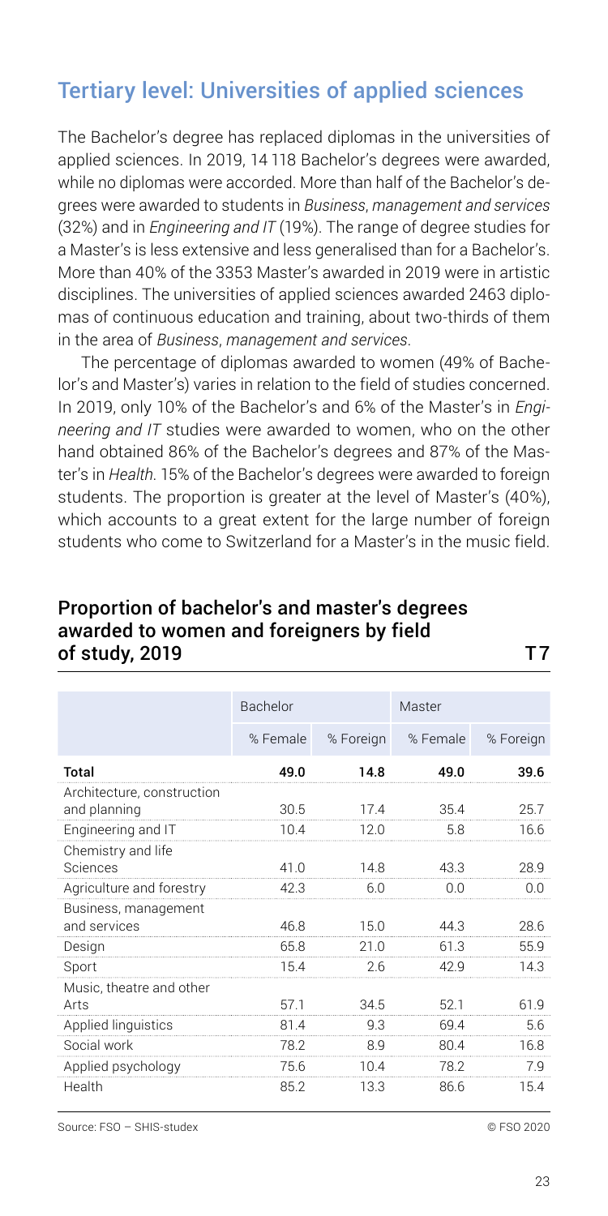## Tertiary level: Universities of applied sciences

The Bachelor's degree has replaced diplomas in the universities of applied sciences. In 2019, 14 118 Bachelor's degrees were awarded, while no diplomas were accorded. More than half of the Bachelor's degrees were awarded to students in *Business, management and services* (32%) and in *Engineering and IT* (19%). The range of degree studies for a Master's is less extensive and less generalised than for a Bachelor's. More than 40% of the 3353 Master's awarded in 2019 were in artistic disciplines. The universities of applied sciences awarded 2463 diplomas of continuous education and training, about two-thirds of them in the area of *Business, management and services*.

The percentage of diplomas awarded to women (49% of Bachelor's and Master's) varies in relation to the field of studies concerned. In 2019, only 10% of the Bachelor's and 6% of the Master's in *Engineering and IT* studies were awarded to women, who on the other hand obtained 86% of the Bachelor's degrees and 87% of the Master's in *Health*. 15% of the Bachelor's degrees were awarded to foreign students. The proportion is greater at the level of Master's (40%), which accounts to a great extent for the large number of foreign students who come to Switzerland for a Master's in the music field.

### Proportion of bachelor's and master's degrees awarded to women and foreigners by field of study, 2019 — T 7

| | Bachelor | | Master | |
|---|---|---|---|---|
| | % Female | % Foreign | % Female | % Foreign |
| **Total** | **49.0** | **14.8** | **49.0** | **39.6** |
| Architecture, construction and planning | 30.5 | 17.4 | 35.4 | 25.7 |
| Engineering and IT | 10.4 | 12.0 | 5.8 | 16.6 |
| Chemistry and life Sciences | 41.0 | 14.8 | 43.3 | 28.9 |
| Agriculture and forestry | 42.3 | 6.0 | 0.0 | 0.0 |
| Business, management and services | 46.8 | 15.0 | 44.3 | 28.6 |
| Design | 65.8 | 21.0 | 61.3 | 55.9 |
| Sport | 15.4 | 2.6 | 42.9 | 14.3 |
| Music, theatre and other Arts | 57.1 | 34.5 | 52.1 | 61.9 |
| Applied linguistics | 81.4 | 9.3 | 69.4 | 5.6 |
| Social work | 78.2 | 8.9 | 80.4 | 16.8 |
| Applied psychology | 75.6 | 10.4 | 78.2 | 7.9 |
| Health | 85.2 | 13.3 | 86.6 | 15.4 |

Source: FSO – SHIS-studex © FSO 2020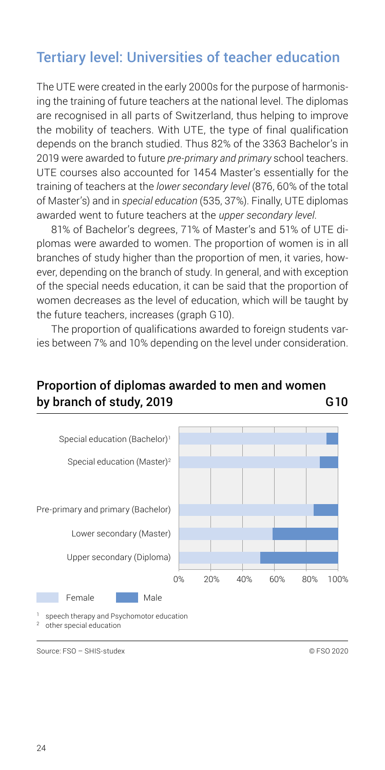## Tertiary level: Universities of teacher education

The UTE were created in the early 2000s for the purpose of harmonising the training of future teachers at the national level. The diplomas are recognised in all parts of Switzerland, thus helping to improve the mobility of teachers. With UTE, the type of final qualification depends on the branch studied. Thus 82% of the 3363 Bachelor's in 2019 were awarded to future *pre-primary and primary* school teachers. UTE courses also accounted for 1454 Master's essentially for the training of teachers at the *lower secondary level* (876, 60% of the total of Master's) and in *special education* (535, 37%). Finally, UTE diplomas awarded went to future teachers at the *upper secondary level*.

81% of Bachelor's degrees, 71% of Master's and 51% of UTE diplomas were awarded to women. The proportion of women is in all branches of study higher than the proportion of men, it varies, however, depending on the branch of study. In general, and with exception of the special needs education, it can be said that the proportion of women decreases as the level of education, which will be taught by the future teachers, increases (graph G10).

The proportion of qualifications awarded to foreign students varies between 7% and 10% depending on the level under consideration.

### Proportion of diplomas awarded to men and women by branch of study, 2019 — G10

Special education (Bachelor)[1]

Special education (Master)[2]

Pre-primary and primary (Bachelor)

Lower secondary (Master)

Upper secondary (Diploma)

0% 20% 40% 60% 80% 100%

Female Male

[1] speech therapy and Psychomotor education
[2] other special education

Source: FSO – SHIS-studex © FSO 2020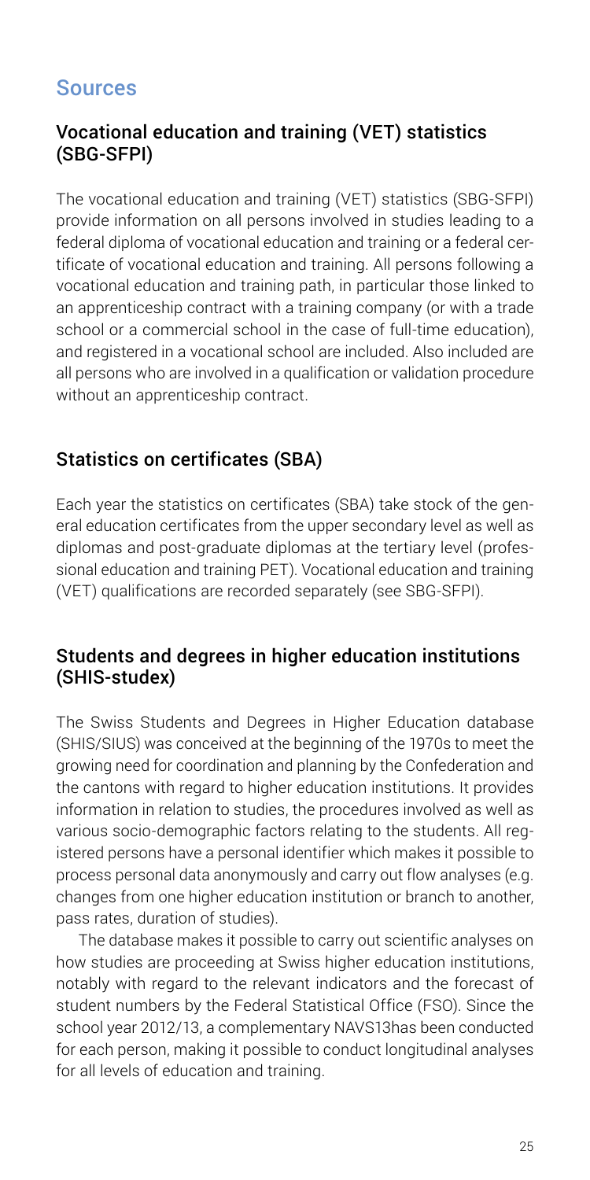## Sources

### Vocational education and training (VET) statistics (SBG-SFPI)

The vocational education and training (VET) statistics (SBG-SFPI) provide information on all persons involved in studies leading to a federal diploma of vocational education and training or a federal certificate of vocational education and training. All persons following a vocational education and training path, in particular those linked to an apprenticeship contract with a training company (or with a trade school or a commercial school in the case of full-time education), and registered in a vocational school are included. Also included are all persons who are involved in a qualification or validation procedure without an apprenticeship contract.

### Statistics on certificates (SBA)

Each year the statistics on certificates (SBA) take stock of the general education certificates from the upper secondary level as well as diplomas and post-graduate diplomas at the tertiary level (professional education and training PET). Vocational education and training (VET) qualifications are recorded separately (see SBG-SFPI).

### Students and degrees in higher education institutions (SHIS-studex)

The Swiss Students and Degrees in Higher Education database (SHIS/SIUS) was conceived at the beginning of the 1970s to meet the growing need for coordination and planning by the Confederation and the cantons with regard to higher education institutions. It provides information in relation to studies, the procedures involved as well as various socio-demographic factors relating to the students. All registered persons have a personal identifier which makes it possible to process personal data anonymously and carry out flow analyses (e.g. changes from one higher education institution or branch to another, pass rates, duration of studies).

The database makes it possible to carry out scientific analyses on how studies are proceeding at Swiss higher education institutions, notably with regard to the relevant indicators and the forecast of student numbers by the Federal Statistical Office (FSO). Since the school year 2012/13, a complementary NAVS13has been conducted for each person, making it possible to conduct longitudinal analyses for all levels of education and training.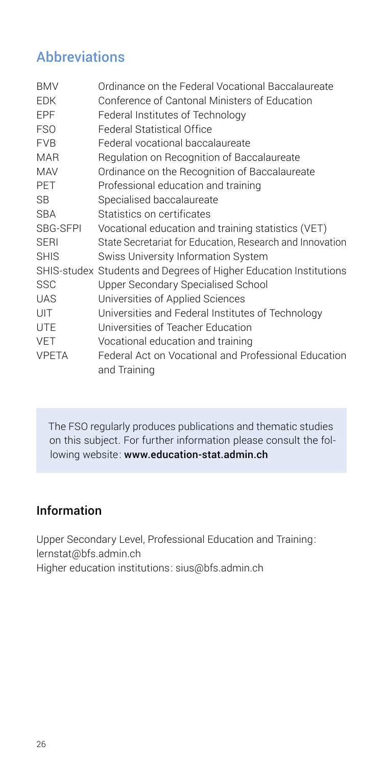## Abbreviations

| | |
|---|---|
| BMV | Ordinance on the Federal Vocational Baccalaureate |
| EDK | Conference of Cantonal Ministers of Education |
| EPF | Federal Institutes of Technology |
| FSO | Federal Statistical Office |
| FVB | Federal vocational baccalaureate |
| MAR | Regulation on Recognition of Baccalaureate |
| MAV | Ordinance on the Recognition of Baccalaureate |
| PET | Professional education and training |
| SB | Specialised baccalaureate |
| SBA | Statistics on certificates |
| SBG-SFPI | Vocational education and training statistics (VET) |
| SERI | State Secretariat for Education, Research and Innovation |
| SHIS | Swiss University Information System |
| SHIS-studex | Students and Degrees of Higher Education Institutions |
| SSC | Upper Secondary Specialised School |
| UAS | Universities of Applied Sciences |
| UIT | Universities and Federal Institutes of Technology |
| UTE | Universities of Teacher Education |
| VET | Vocational education and training |
| VPETA | Federal Act on Vocational and Professional Education and Training |

The FSO regularly produces publications and thematic studies on this subject. For further information please consult the following website: **www.education-stat.admin.ch**

### Information

Upper Secondary Level, Professional Education and Training: lernstat@bfs.admin.ch

Higher education institutions: sius@bfs.admin.ch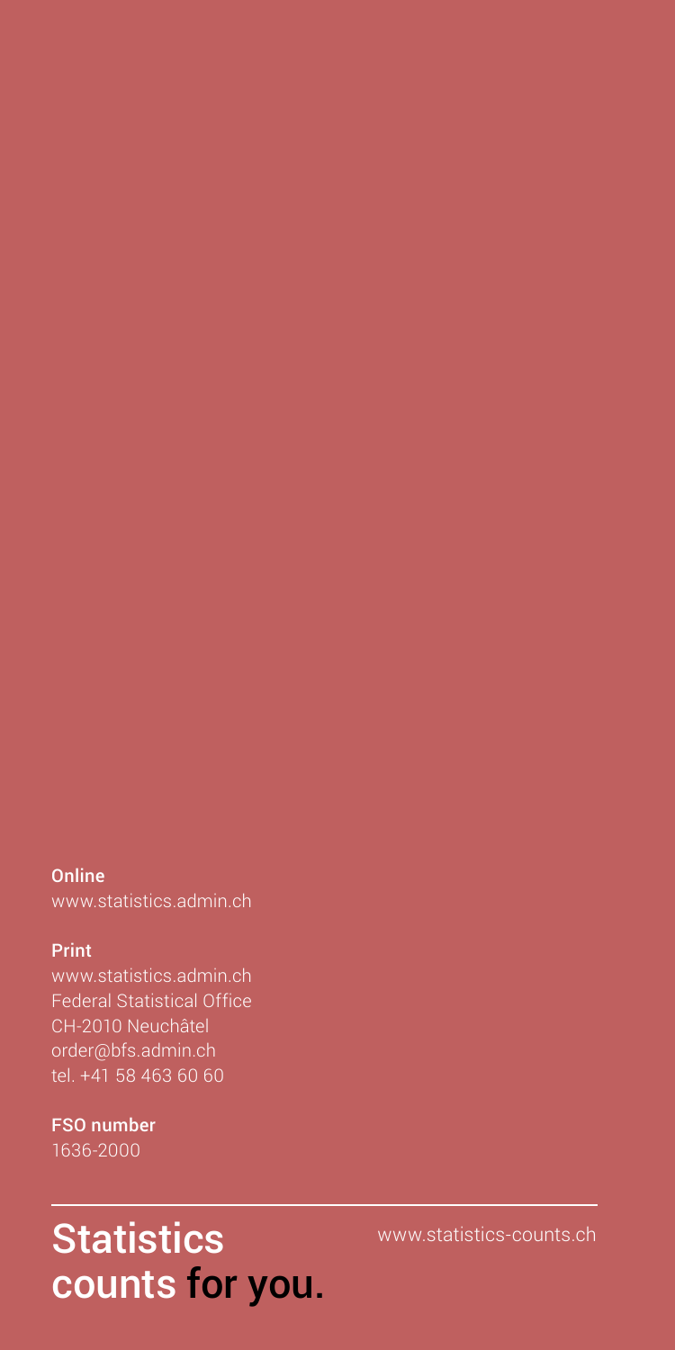**Online**
www.statistics.admin.ch

**Print**
www.statistics.admin.ch
Federal Statistical Office
CH-2010 Neuchâtel
order@bfs.admin.ch
tel. +41 58 463 60 60

**FSO number**
1636-2000

**Statistics counts for you.**

www.statistics-counts.ch